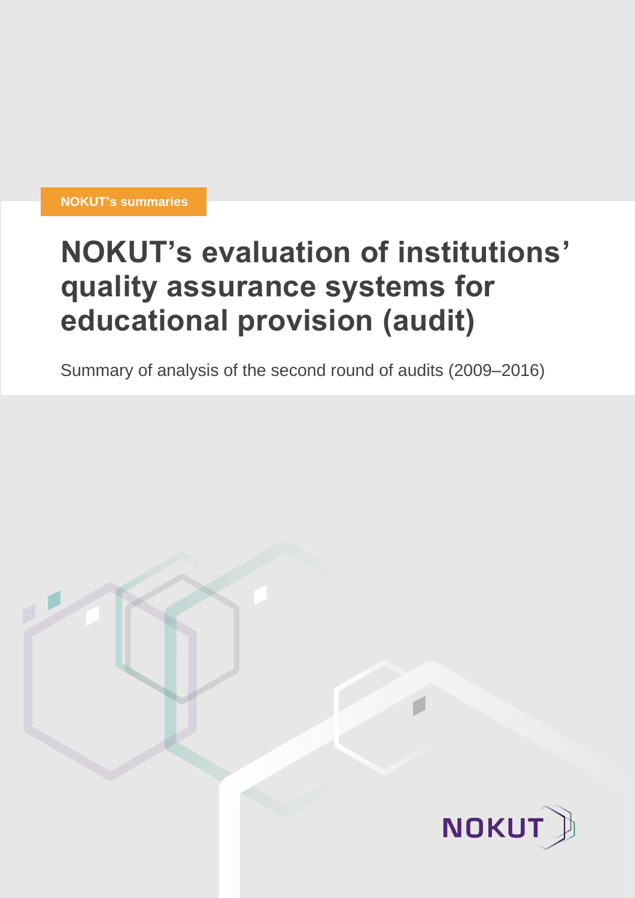NOKUT's summaries

# NOKUT's evaluation of institutions' quality assurance systems for educational provision (audit)

Summary of analysis of the second round of audits (2009–2016)

NOKUT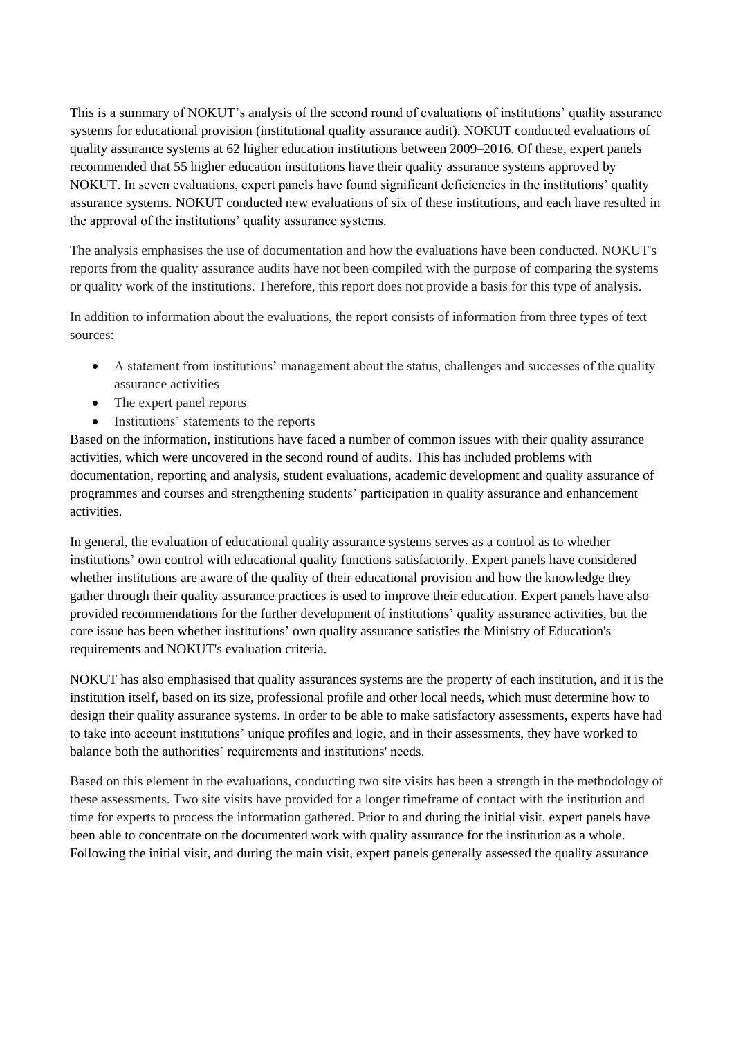This is a summary of NOKUT's analysis of the second round of evaluations of institutions' quality assurance systems for educational provision (institutional quality assurance audit). NOKUT conducted evaluations of quality assurance systems at 62 higher education institutions between 2009–2016. Of these, expert panels recommended that 55 higher education institutions have their quality assurance systems approved by NOKUT. In seven evaluations, expert panels have found significant deficiencies in the institutions' quality assurance systems. NOKUT conducted new evaluations of six of these institutions, and each have resulted in the approval of the institutions' quality assurance systems.

The analysis emphasises the use of documentation and how the evaluations have been conducted. NOKUT's reports from the quality assurance audits have not been compiled with the purpose of comparing the systems or quality work of the institutions. Therefore, this report does not provide a basis for this type of analysis.

In addition to information about the evaluations, the report consists of information from three types of text sources:

- A statement from institutions' management about the status, challenges and successes of the quality assurance activities
- The expert panel reports
- Institutions' statements to the reports

Based on the information, institutions have faced a number of common issues with their quality assurance activities, which were uncovered in the second round of audits. This has included problems with documentation, reporting and analysis, student evaluations, academic development and quality assurance of programmes and courses and strengthening students' participation in quality assurance and enhancement activities.

In general, the evaluation of educational quality assurance systems serves as a control as to whether institutions' own control with educational quality functions satisfactorily. Expert panels have considered whether institutions are aware of the quality of their educational provision and how the knowledge they gather through their quality assurance practices is used to improve their education. Expert panels have also provided recommendations for the further development of institutions' quality assurance activities, but the core issue has been whether institutions' own quality assurance satisfies the Ministry of Education's requirements and NOKUT's evaluation criteria.

NOKUT has also emphasised that quality assurances systems are the property of each institution, and it is the institution itself, based on its size, professional profile and other local needs, which must determine how to design their quality assurance systems. In order to be able to make satisfactory assessments, experts have had to take into account institutions' unique profiles and logic, and in their assessments, they have worked to balance both the authorities' requirements and institutions' needs.

Based on this element in the evaluations, conducting two site visits has been a strength in the methodology of these assessments. Two site visits have provided for a longer timeframe of contact with the institution and time for experts to process the information gathered. Prior to and during the initial visit, expert panels have been able to concentrate on the documented work with quality assurance for the institution as a whole. Following the initial visit, and during the main visit, expert panels generally assessed the quality assurance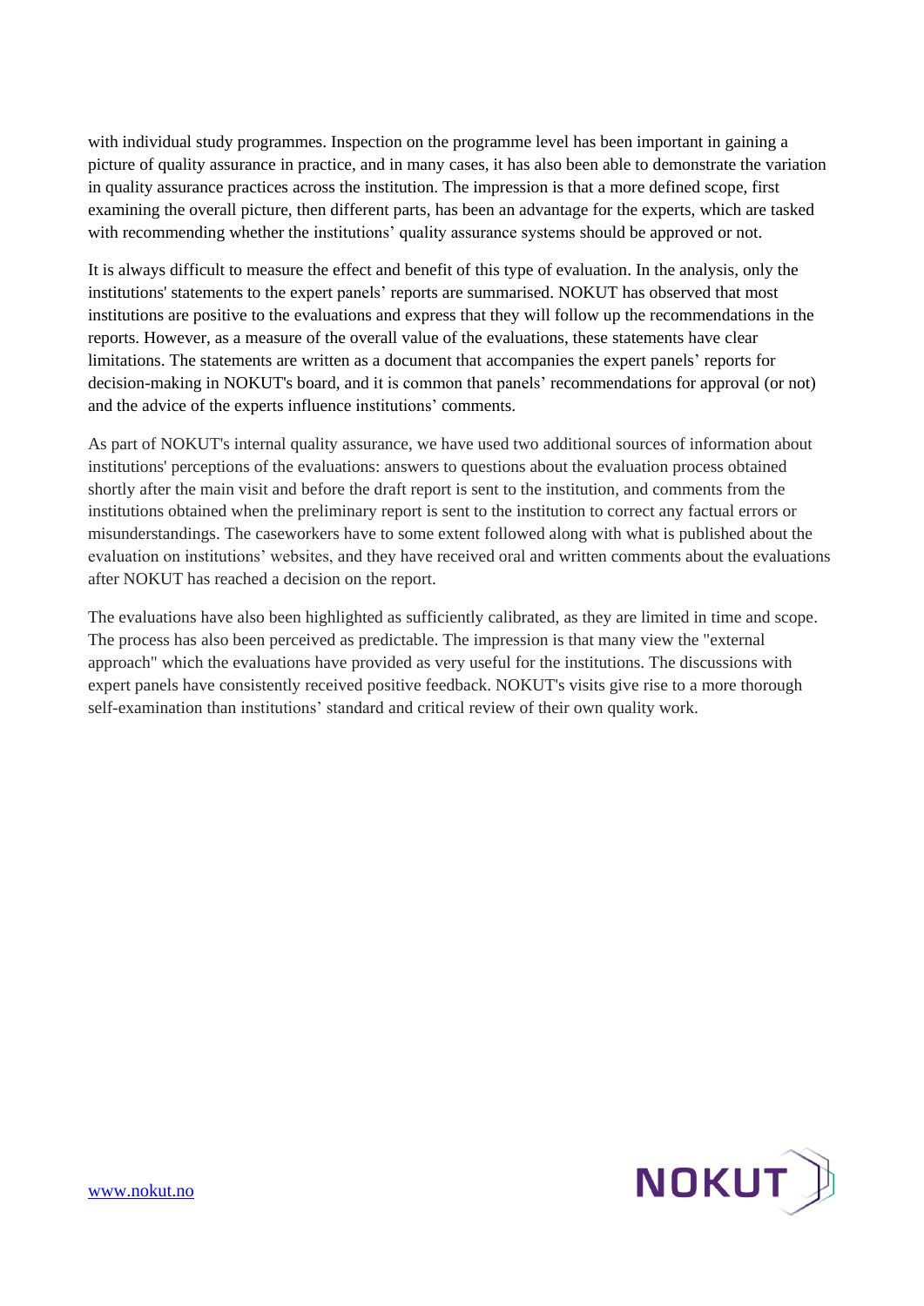with individual study programmes. Inspection on the programme level has been important in gaining a picture of quality assurance in practice, and in many cases, it has also been able to demonstrate the variation in quality assurance practices across the institution. The impression is that a more defined scope, first examining the overall picture, then different parts, has been an advantage for the experts, which are tasked with recommending whether the institutions' quality assurance systems should be approved or not.

It is always difficult to measure the effect and benefit of this type of evaluation. In the analysis, only the institutions' statements to the expert panels' reports are summarised. NOKUT has observed that most institutions are positive to the evaluations and express that they will follow up the recommendations in the reports. However, as a measure of the overall value of the evaluations, these statements have clear limitations. The statements are written as a document that accompanies the expert panels' reports for decision-making in NOKUT's board, and it is common that panels' recommendations for approval (or not) and the advice of the experts influence institutions' comments.

As part of NOKUT's internal quality assurance, we have used two additional sources of information about institutions' perceptions of the evaluations: answers to questions about the evaluation process obtained shortly after the main visit and before the draft report is sent to the institution, and comments from the institutions obtained when the preliminary report is sent to the institution to correct any factual errors or misunderstandings. The caseworkers have to some extent followed along with what is published about the evaluation on institutions' websites, and they have received oral and written comments about the evaluations after NOKUT has reached a decision on the report.

The evaluations have also been highlighted as sufficiently calibrated, as they are limited in time and scope. The process has also been perceived as predictable. The impression is that many view the "external approach" which the evaluations have provided as very useful for the institutions. The discussions with expert panels have consistently received positive feedback. NOKUT's visits give rise to a more thorough self-examination than institutions' standard and critical review of their own quality work.